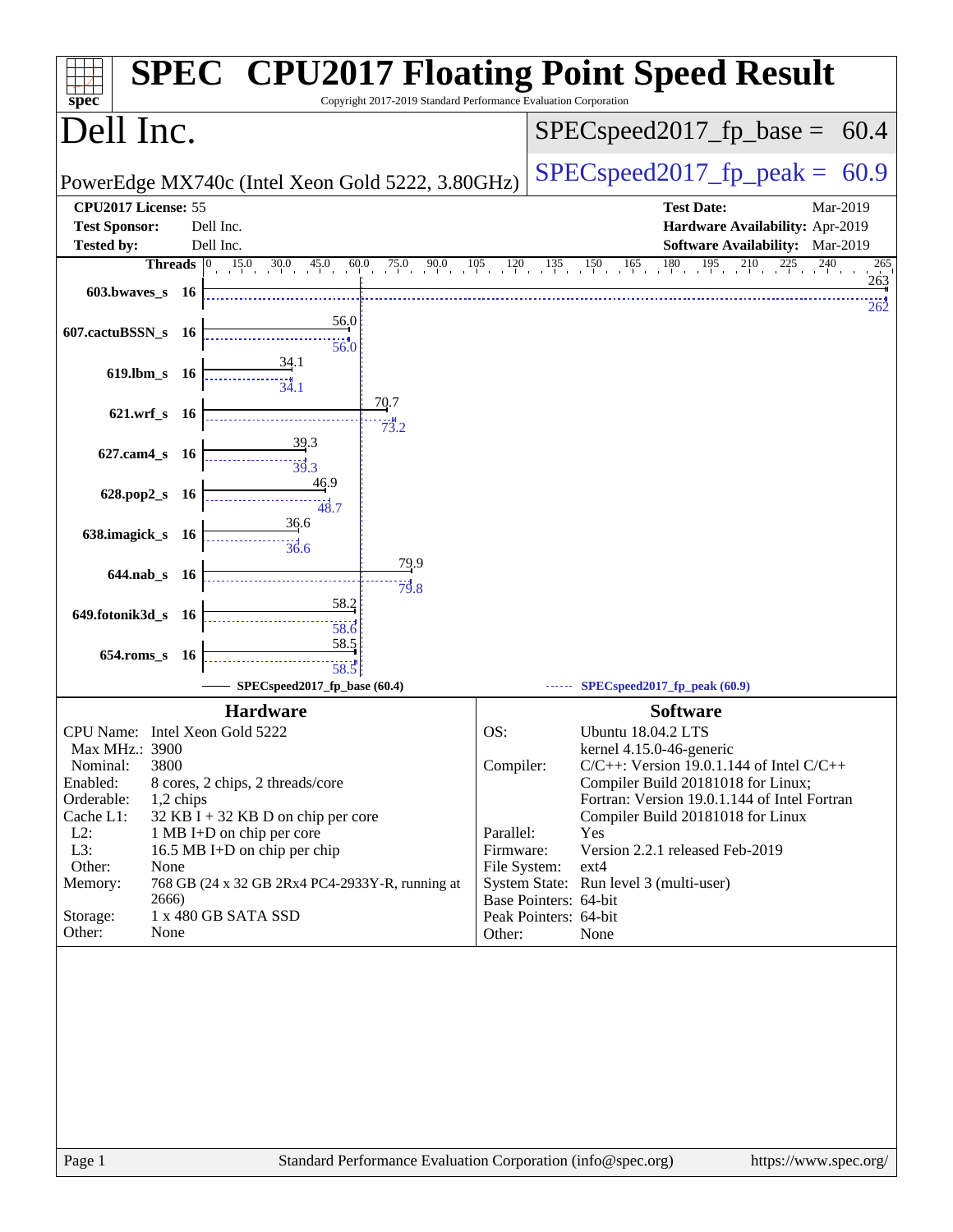# SPEC CPU2017 Floating Point Speed Result

Copyright 2017-2019 Standard Performance Evaluation Corporation

## Dell Inc.

PowerEdge MX740c (Intel Xeon Gold 5222, 3.80GHz)

SPECspeed2017_fp_base = 60.4

SPECspeed2017_fp_peak = 60.9

| | | | |
|---|---|---|---|
| **CPU2017 License:** | 55 | **Test Date:** | Mar-2019 |
| **Test Sponsor:** | Dell Inc. | **Hardware Availability:** | Apr-2019 |
| **Tested by:** | Dell Inc. | **Software Availability:** | Mar-2019 |

| Benchmark | Threads | Base | Peak |
|---|---|---|---|
| 603.bwaves_s | 16 | 263 | 262 |
| 607.cactuBSSN_s | 16 | 56.0 | 56.0 |
| 619.lbm_s | 16 | 34.1 | 34.1 |
| 621.wrf_s | 16 | 70.7 | 73.2 |
| 627.cam4_s | 16 | 39.3 | 39.3 |
| 628.pop2_s | 16 | 46.9 | 48.7 |
| 638.imagick_s | 16 | 36.6 | 36.6 |
| 644.nab_s | 16 | 79.9 | 79.8 |
| 649.fotonik3d_s | 16 | 58.2 | 58.6 |
| 654.roms_s | 16 | 58.5 | 58.5 |

SPECspeed2017_fp_base (60.4) — SPECspeed2017_fp_peak (60.9)

### Hardware

| | |
|---|---|
| CPU Name: | Intel Xeon Gold 5222 |
| Max MHz.: | 3900 |
| Nominal: | 3800 |
| Enabled: | 8 cores, 2 chips, 2 threads/core |
| Orderable: | 1,2 chips |
| Cache L1: | 32 KB I + 32 KB D on chip per core |
| L2: | 1 MB I+D on chip per core |
| L3: | 16.5 MB I+D on chip per chip |
| Other: | None |
| Memory: | 768 GB (24 x 32 GB 2Rx4 PC4-2933Y-R, running at 2666) |
| Storage: | 1 x 480 GB SATA SSD |
| Other: | None |

### Software

| | |
|---|---|
| OS: | Ubuntu 18.04.2 LTS kernel 4.15.0-46-generic |
| Compiler: | C/C++: Version 19.0.1.144 of Intel C/C++ Compiler Build 20181018 for Linux; Fortran: Version 19.0.1.144 of Intel Fortran Compiler Build 20181018 for Linux |
| Parallel: | Yes |
| Firmware: | Version 2.2.1 released Feb-2019 |
| File System: | ext4 |
| System State: | Run level 3 (multi-user) |
| Base Pointers: | 64-bit |
| Peak Pointers: | 64-bit |
| Other: | None |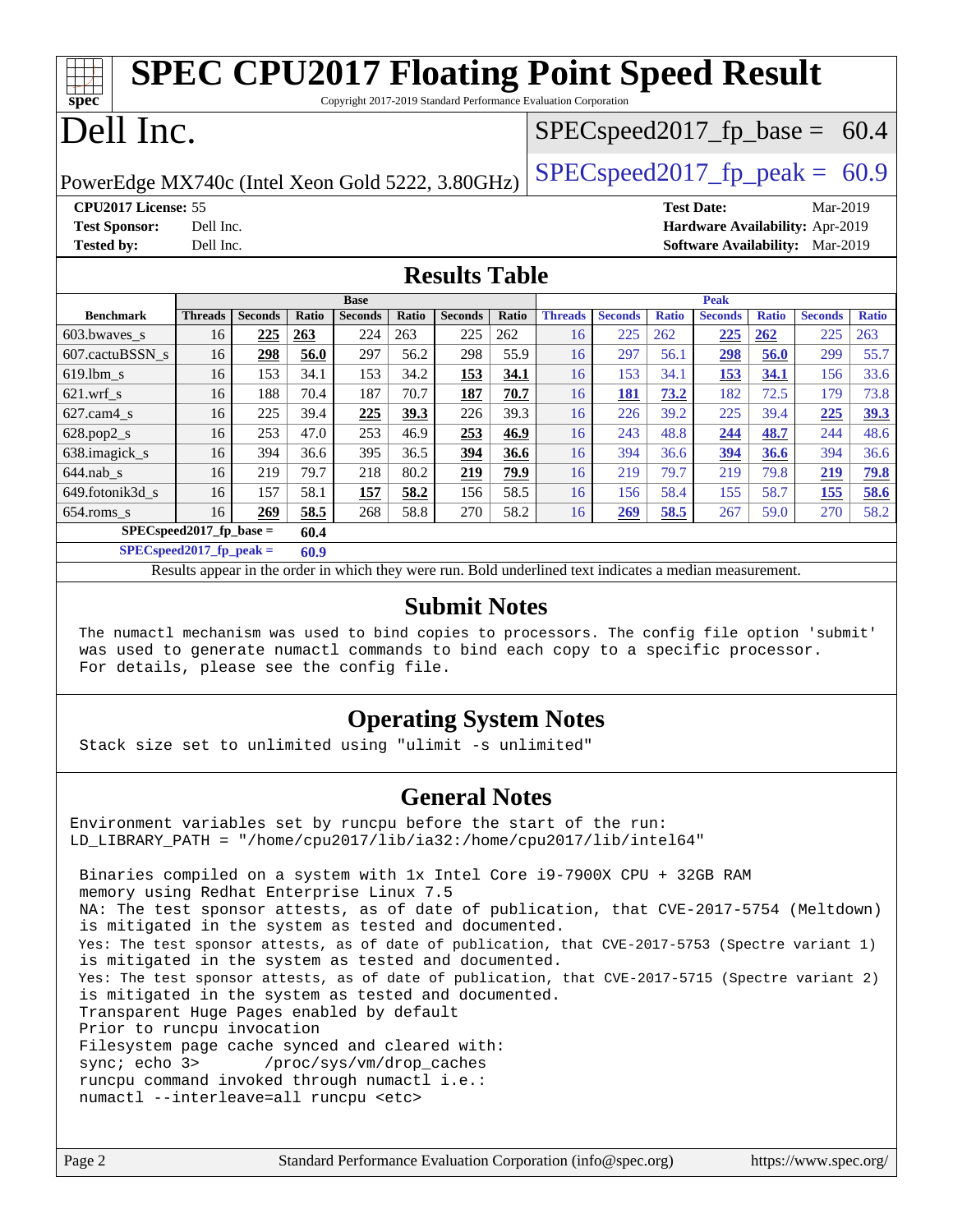# SPEC CPU2017 Floating Point Speed Result

Copyright 2017-2019 Standard Performance Evaluation Corporation

# Dell Inc.

PowerEdge MX740c (Intel Xeon Gold 5222, 3.80GHz)

SPECspeed2017_fp_base = 60.4

SPECspeed2017_fp_peak = 60.9

**CPU2017 License:** 55
**Test Sponsor:** Dell Inc.
**Tested by:** Dell Inc.

**Test Date:** Mar-2019
**Hardware Availability:** Apr-2019
**Software Availability:** Mar-2019

## Results Table

| Benchmark | Base | | | | | | | Peak | | | | | | |
|---|---|---|---|---|---|---|---|---|---|---|---|---|---|---|
| | Threads | Seconds | Ratio | Seconds | Ratio | Seconds | Ratio | Threads | Seconds | Ratio | Seconds | Ratio | Seconds | Ratio |
| 603.bwaves_s | 16 | **225** | **263** | 224 | 263 | 225 | 262 | 16 | 225 | 262 | **225** | **262** | 225 | 263 |
| 607.cactuBSSN_s | 16 | **298** | **56.0** | 297 | 56.2 | 298 | 55.9 | 16 | 297 | 56.1 | **298** | **56.0** | 299 | 55.7 |
| 619.lbm_s | 16 | 153 | 34.1 | 153 | 34.2 | **153** | **34.1** | 16 | 153 | 34.1 | **153** | **34.1** | 156 | 33.6 |
| 621.wrf_s | 16 | 188 | 70.4 | 187 | 70.7 | **187** | **70.7** | 16 | **181** | **73.2** | 182 | 72.5 | 179 | 73.8 |
| 627.cam4_s | 16 | 225 | 39.4 | **225** | **39.3** | 226 | 39.3 | 16 | 226 | 39.2 | 225 | 39.4 | **225** | **39.3** |
| 628.pop2_s | 16 | 253 | 47.0 | 253 | 46.9 | **253** | **46.9** | 16 | 243 | 48.8 | **244** | **48.7** | 244 | 48.6 |
| 638.imagick_s | 16 | 394 | 36.6 | 395 | 36.5 | **394** | **36.6** | 16 | 394 | 36.6 | **394** | **36.6** | 394 | 36.6 |
| 644.nab_s | 16 | 219 | 79.7 | 218 | 80.2 | **219** | **79.9** | 16 | 219 | 79.7 | 219 | 79.8 | **219** | **79.8** |
| 649.fotonik3d_s | 16 | 157 | 58.1 | **157** | **58.2** | 156 | 58.5 | 16 | 156 | 58.4 | 155 | 58.7 | **155** | **58.6** |
| 654.roms_s | 16 | **269** | **58.5** | 268 | 58.8 | 270 | 58.2 | 16 | **269** | **58.5** | 267 | 59.0 | 270 | 58.2 |

**SPECspeed2017_fp_base = 60.4**

**SPECspeed2017_fp_peak = 60.9**

Results appear in the order in which they were run. Bold underlined text indicates a median measurement.

## Submit Notes

```
The numactl mechanism was used to bind copies to processors. The config file option 'submit'
was used to generate numactl commands to bind each copy to a specific processor.
For details, please see the config file.
```

## Operating System Notes

```
Stack size set to unlimited using "ulimit -s unlimited"
```

## General Notes

```
Environment variables set by runcpu before the start of the run:
LD_LIBRARY_PATH = "/home/cpu2017/lib/ia32:/home/cpu2017/lib/intel64"

 Binaries compiled on a system with 1x Intel Core i9-7900X CPU + 32GB RAM
 memory using Redhat Enterprise Linux 7.5
 NA: The test sponsor attests, as of date of publication, that CVE-2017-5754 (Meltdown)
 is mitigated in the system as tested and documented.
 Yes: The test sponsor attests, as of date of publication, that CVE-2017-5753 (Spectre variant 1)
 is mitigated in the system as tested and documented.
 Yes: The test sponsor attests, as of date of publication, that CVE-2017-5715 (Spectre variant 2)
 is mitigated in the system as tested and documented.
 Transparent Huge Pages enabled by default
 Prior to runcpu invocation
 Filesystem page cache synced and cleared with:
 sync; echo 3>       /proc/sys/vm/drop_caches
 runcpu command invoked through numactl i.e.:
 numactl --interleave=all runcpu <etc>
```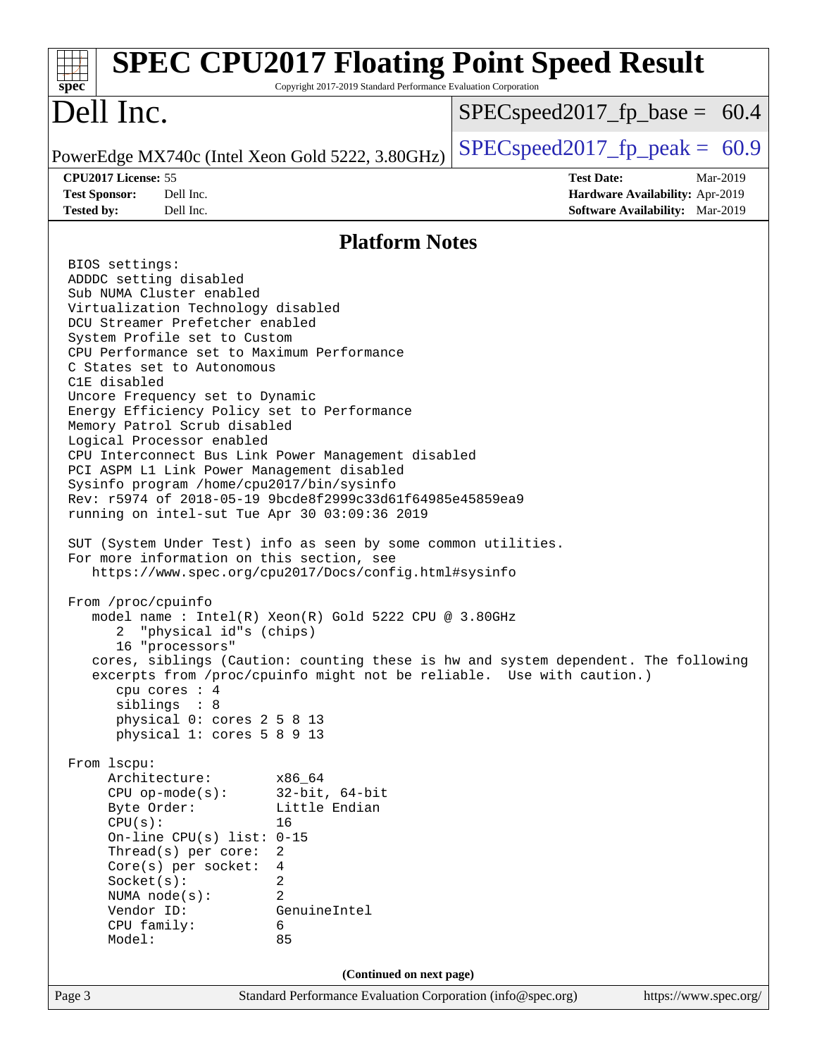## Platform Notes

```
BIOS settings:
ADDDC setting disabled
Sub NUMA Cluster enabled
Virtualization Technology disabled
DCU Streamer Prefetcher enabled
System Profile set to Custom
CPU Performance set to Maximum Performance
C States set to Autonomous
C1E disabled
Uncore Frequency set to Dynamic
Energy Efficiency Policy set to Performance
Memory Patrol Scrub disabled
Logical Processor enabled
CPU Interconnect Bus Link Power Management disabled
PCI ASPM L1 Link Power Management disabled
Sysinfo program /home/cpu2017/bin/sysinfo
Rev: r5974 of 2018-05-19 9bcde8f2999c33d61f64985e45859ea9
running on intel-sut Tue Apr 30 03:09:36 2019

SUT (System Under Test) info as seen by some common utilities.
For more information on this section, see
   https://www.spec.org/cpu2017/Docs/config.html#sysinfo

From /proc/cpuinfo
   model name : Intel(R) Xeon(R) Gold 5222 CPU @ 3.80GHz
      2  "physical id"s (chips)
      16 "processors"
   cores, siblings (Caution: counting these is hw and system dependent. The following
   excerpts from /proc/cpuinfo might not be reliable.  Use with caution.)
      cpu cores : 4
      siblings  : 8
      physical 0: cores 2 5 8 13
      physical 1: cores 5 8 9 13

From lscpu:
     Architecture:        x86_64
     CPU op-mode(s):      32-bit, 64-bit
     Byte Order:          Little Endian
     CPU(s):              16
     On-line CPU(s) list: 0-15
     Thread(s) per core:  2
     Core(s) per socket:  4
     Socket(s):           2
     NUMA node(s):        2
     Vendor ID:           GenuineIntel
     CPU family:          6
     Model:               85
```

(Continued on next page)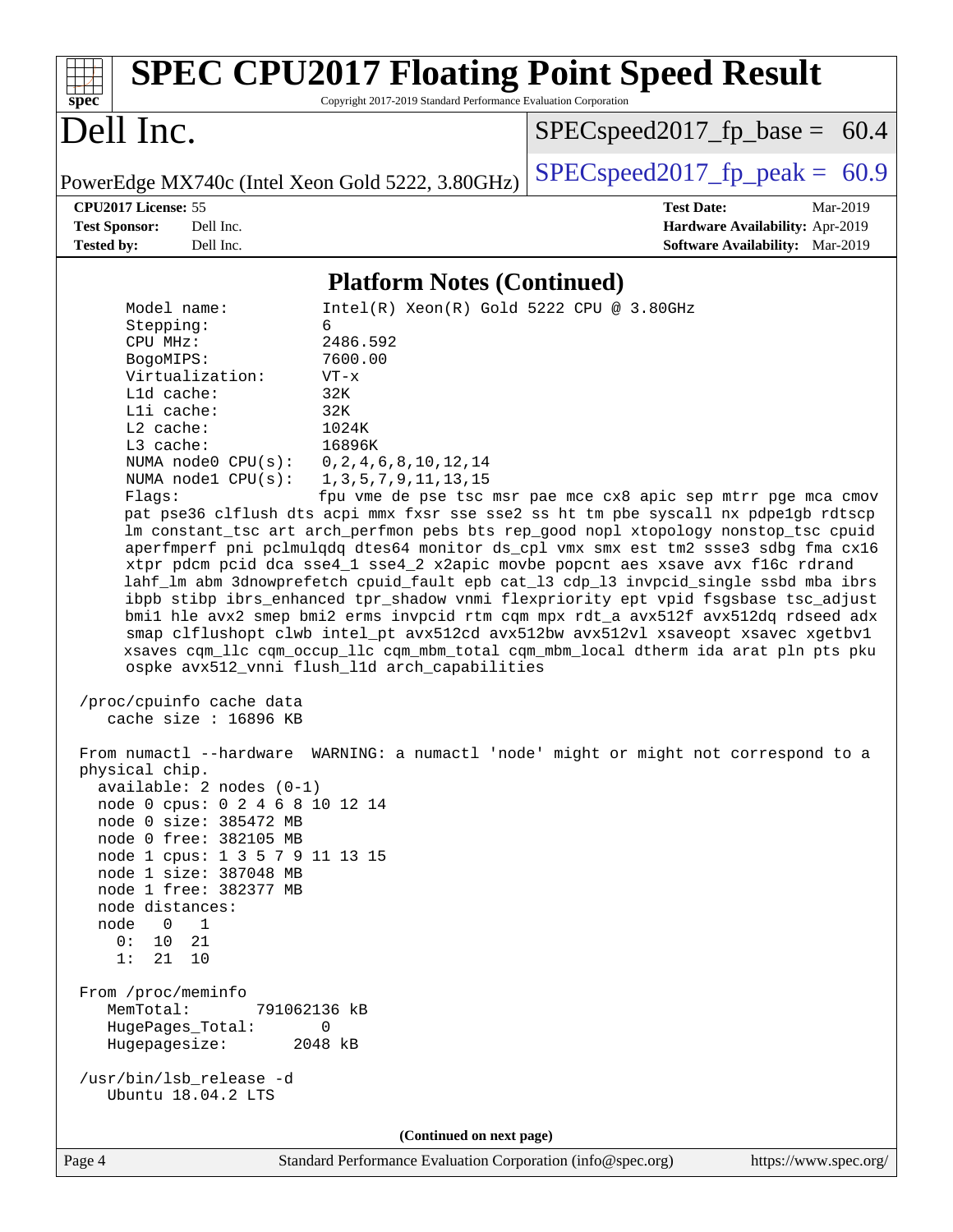# SPEC CPU2017 Floating Point Speed Result

Copyright 2017-2019 Standard Performance Evaluation Corporation

# Dell Inc.

PowerEdge MX740c (Intel Xeon Gold 5222, 3.80GHz)

SPECspeed2017_fp_base = 60.4

SPECspeed2017_fp_peak = 60.9

**CPU2017 License:** 55
**Test Sponsor:** Dell Inc.
**Tested by:** Dell Inc.

**Test Date:** Mar-2019
**Hardware Availability:** Apr-2019
**Software Availability:** Mar-2019

## Platform Notes (Continued)

```
    Model name:          Intel(R) Xeon(R) Gold 5222 CPU @ 3.80GHz
    Stepping:            6
    CPU MHz:             2486.592
    BogoMIPS:            7600.00
    Virtualization:      VT-x
    L1d cache:           32K
    L1i cache:           32K
    L2 cache:            1024K
    L3 cache:            16896K
    NUMA node0 CPU(s):   0,2,4,6,8,10,12,14
    NUMA node1 CPU(s):   1,3,5,7,9,11,13,15
    Flags:               fpu vme de pse tsc msr pae mce cx8 apic sep mtrr pge mca cmov
    pat pse36 clflush dts acpi mmx fxsr sse sse2 ss ht tm pbe syscall nx pdpe1gb rdtscp
    lm constant_tsc art arch_perfmon pebs bts rep_good nopl xtopology nonstop_tsc cpuid
    aperfmperf pni pclmulqdq dtes64 monitor ds_cpl vmx smx est tm2 ssse3 sdbg fma cx16
    xtpr pdcm pcid dca sse4_1 sse4_2 x2apic movbe popcnt aes xsave avx f16c rdrand
    lahf_lm abm 3dnowprefetch cpuid_fault epb cat_l3 cdp_l3 invpcid_single ssbd mba ibrs
    ibpb stibp ibrs_enhanced tpr_shadow vnmi flexpriority ept vpid fsgsbase tsc_adjust
    bmi1 hle avx2 smep bmi2 erms invpcid rtm cqm mpx rdt_a avx512f avx512dq rdseed adx
    smap clflushopt clwb intel_pt avx512cd avx512bw avx512vl xsaveopt xsavec xgetbv1
    xsaves cqm_llc cqm_occup_llc cqm_mbm_total cqm_mbm_local dtherm ida arat pln pts pku
    ospke avx512_vnni flush_l1d arch_capabilities

 /proc/cpuinfo cache data
    cache size : 16896 KB

 From numactl --hardware  WARNING: a numactl 'node' might or might not correspond to a
 physical chip.
   available: 2 nodes (0-1)
   node 0 cpus: 0 2 4 6 8 10 12 14
   node 0 size: 385472 MB
   node 0 free: 382105 MB
   node 1 cpus: 1 3 5 7 9 11 13 15
   node 1 size: 387048 MB
   node 1 free: 382377 MB
   node distances:
   node   0   1
     0:  10  21
     1:  21  10

 From /proc/meminfo
    MemTotal:       791062136 kB
    HugePages_Total:       0
    Hugepagesize:       2048 kB

 /usr/bin/lsb_release -d
    Ubuntu 18.04.2 LTS
```

**(Continued on next page)**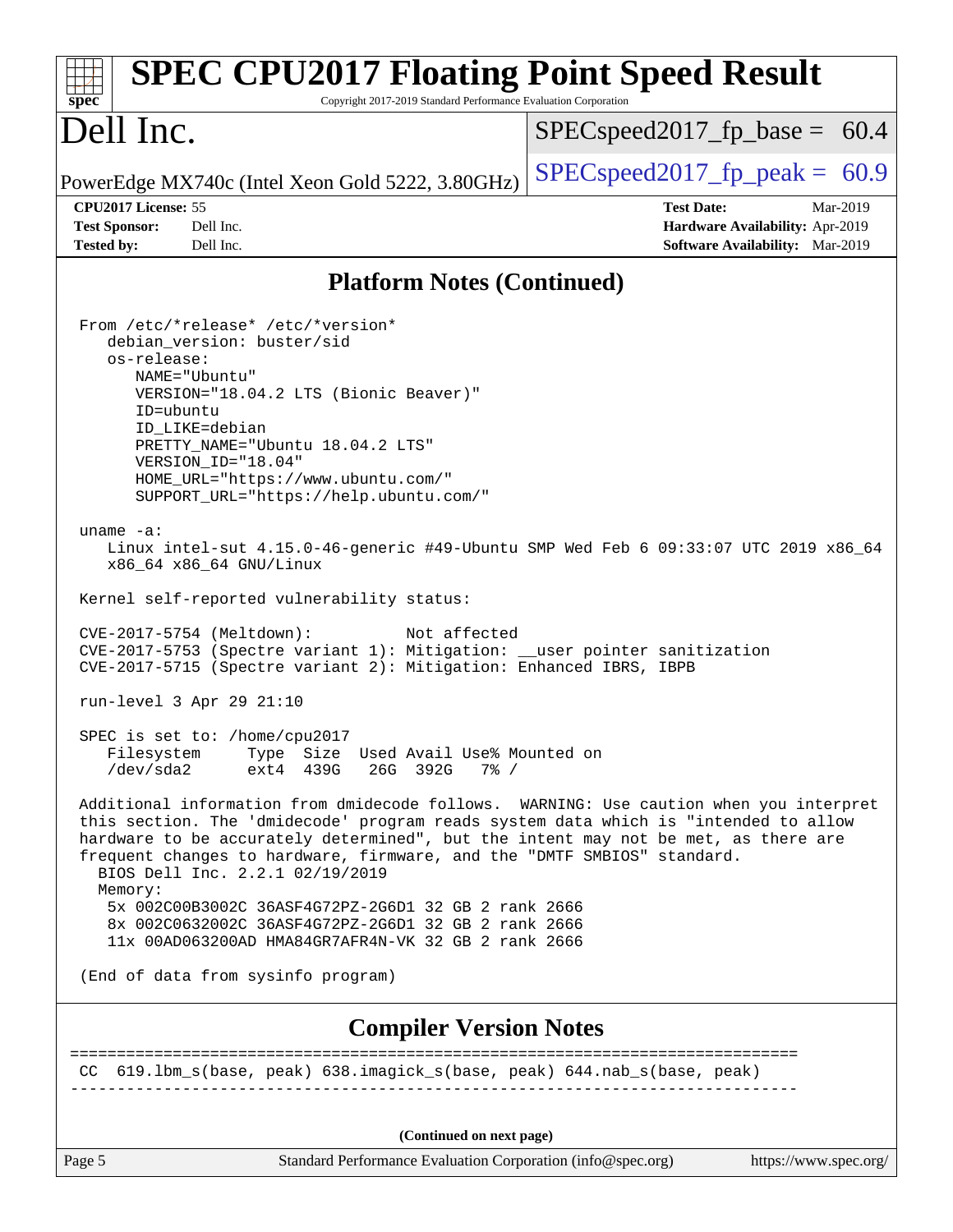## Platform Notes (Continued)

```
From /etc/*release* /etc/*version*
   debian_version: buster/sid
   os-release:
      NAME="Ubuntu"
      VERSION="18.04.2 LTS (Bionic Beaver)"
      ID=ubuntu
      ID_LIKE=debian
      PRETTY_NAME="Ubuntu 18.04.2 LTS"
      VERSION_ID="18.04"
      HOME_URL="https://www.ubuntu.com/"
      SUPPORT_URL="https://help.ubuntu.com/"

uname -a:
   Linux intel-sut 4.15.0-46-generic #49-Ubuntu SMP Wed Feb 6 09:33:07 UTC 2019 x86_64
   x86_64 x86_64 GNU/Linux

Kernel self-reported vulnerability status:

CVE-2017-5754 (Meltdown):          Not affected
CVE-2017-5753 (Spectre variant 1): Mitigation: __user pointer sanitization
CVE-2017-5715 (Spectre variant 2): Mitigation: Enhanced IBRS, IBPB

run-level 3 Apr 29 21:10

SPEC is set to: /home/cpu2017
   Filesystem     Type  Size  Used Avail Use% Mounted on
   /dev/sda2      ext4  439G   26G  392G   7% /

Additional information from dmidecode follows.  WARNING: Use caution when you interpret
this section. The 'dmidecode' program reads system data which is "intended to allow
hardware to be accurately determined", but the intent may not be met, as there are
frequent changes to hardware, firmware, and the "DMTF SMBIOS" standard.
  BIOS Dell Inc. 2.2.1 02/19/2019
  Memory:
   5x 002C00B3002C 36ASF4G72PZ-2G6D1 32 GB 2 rank 2666
   8x 002C0632002C 36ASF4G72PZ-2G6D1 32 GB 2 rank 2666
   11x 00AD063200AD HMA84GR7AFR4N-VK 32 GB 2 rank 2666

(End of data from sysinfo program)
```

## Compiler Version Notes

```
==============================================================================
CC  619.lbm_s(base, peak) 638.imagick_s(base, peak) 644.nab_s(base, peak)
------------------------------------------------------------------------------
```

**(Continued on next page)**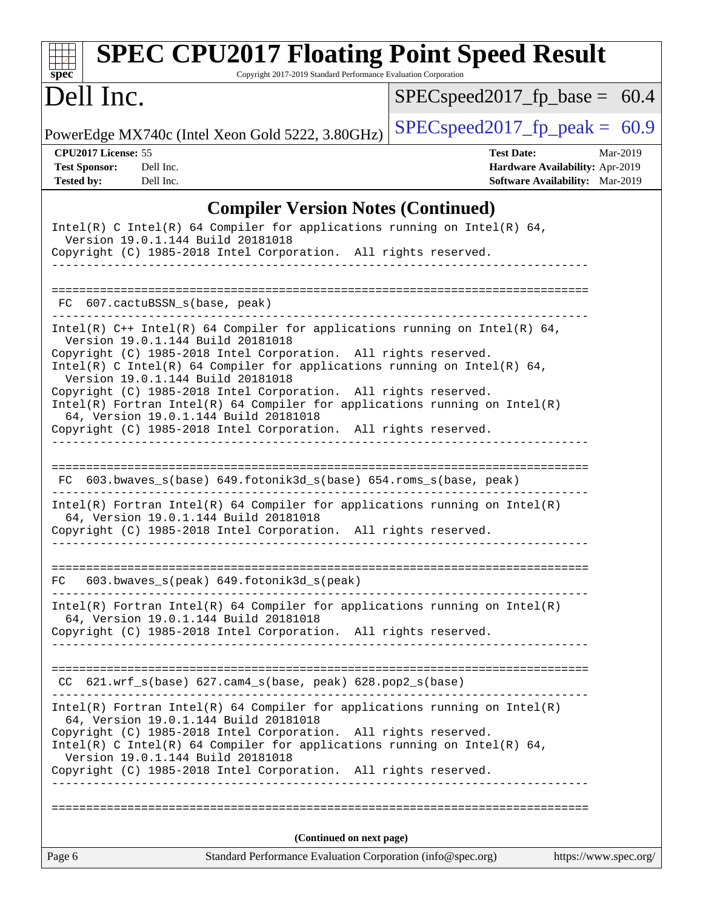## Compiler Version Notes (Continued)

```
Intel(R) C Intel(R) 64 Compiler for applications running on Intel(R) 64,
  Version 19.0.1.144 Build 20181018
Copyright (C) 1985-2018 Intel Corporation.  All rights reserved.
------------------------------------------------------------------------------

==============================================================================
 FC  607.cactuBSSN_s(base, peak)
------------------------------------------------------------------------------
Intel(R) C++ Intel(R) 64 Compiler for applications running on Intel(R) 64,
  Version 19.0.1.144 Build 20181018
Copyright (C) 1985-2018 Intel Corporation.  All rights reserved.
Intel(R) C Intel(R) 64 Compiler for applications running on Intel(R) 64,
  Version 19.0.1.144 Build 20181018
Copyright (C) 1985-2018 Intel Corporation.  All rights reserved.
Intel(R) Fortran Intel(R) 64 Compiler for applications running on Intel(R)
  64, Version 19.0.1.144 Build 20181018
Copyright (C) 1985-2018 Intel Corporation.  All rights reserved.
------------------------------------------------------------------------------

==============================================================================
 FC  603.bwaves_s(base) 649.fotonik3d_s(base) 654.roms_s(base, peak)
------------------------------------------------------------------------------
Intel(R) Fortran Intel(R) 64 Compiler for applications running on Intel(R)
  64, Version 19.0.1.144 Build 20181018
Copyright (C) 1985-2018 Intel Corporation.  All rights reserved.
------------------------------------------------------------------------------

==============================================================================
 FC  603.bwaves_s(peak) 649.fotonik3d_s(peak)
------------------------------------------------------------------------------
Intel(R) Fortran Intel(R) 64 Compiler for applications running on Intel(R)
  64, Version 19.0.1.144 Build 20181018
Copyright (C) 1985-2018 Intel Corporation.  All rights reserved.
------------------------------------------------------------------------------

==============================================================================
 CC  621.wrf_s(base) 627.cam4_s(base, peak) 628.pop2_s(base)
------------------------------------------------------------------------------
Intel(R) Fortran Intel(R) 64 Compiler for applications running on Intel(R)
  64, Version 19.0.1.144 Build 20181018
Copyright (C) 1985-2018 Intel Corporation.  All rights reserved.
Intel(R) C Intel(R) 64 Compiler for applications running on Intel(R) 64,
  Version 19.0.1.144 Build 20181018
Copyright (C) 1985-2018 Intel Corporation.  All rights reserved.
------------------------------------------------------------------------------

==============================================================================
```

**(Continued on next page)**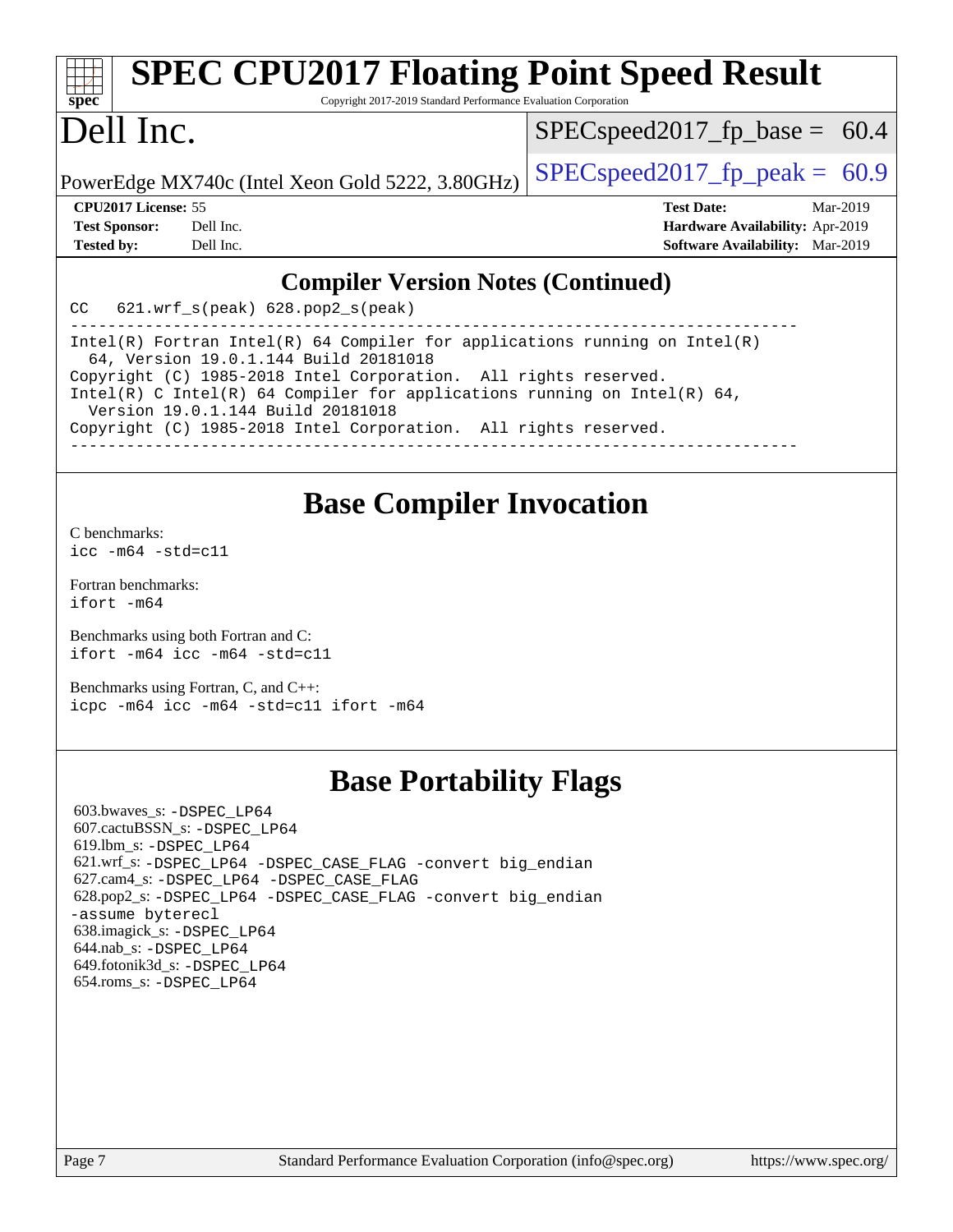## Compiler Version Notes (Continued)

```
CC   621.wrf_s(peak) 628.pop2_s(peak)
------------------------------------------------------------------------------
Intel(R) Fortran Intel(R) 64 Compiler for applications running on Intel(R)
  64, Version 19.0.1.144 Build 20181018
Copyright (C) 1985-2018 Intel Corporation.  All rights reserved.
Intel(R) C Intel(R) 64 Compiler for applications running on Intel(R) 64,
  Version 19.0.1.144 Build 20181018
Copyright (C) 1985-2018 Intel Corporation.  All rights reserved.
------------------------------------------------------------------------------
```

## Base Compiler Invocation

C benchmarks:
`icc -m64 -std=c11`

Fortran benchmarks:
`ifort -m64`

Benchmarks using both Fortran and C:
`ifort -m64 icc -m64 -std=c11`

Benchmarks using Fortran, C, and C++:
`icpc -m64 icc -m64 -std=c11 ifort -m64`

## Base Portability Flags

603.bwaves_s: `-DSPEC_LP64`
607.cactuBSSN_s: `-DSPEC_LP64`
619.lbm_s: `-DSPEC_LP64`
621.wrf_s: `-DSPEC_LP64 -DSPEC_CASE_FLAG -convert big_endian`
627.cam4_s: `-DSPEC_LP64 -DSPEC_CASE_FLAG`
628.pop2_s: `-DSPEC_LP64 -DSPEC_CASE_FLAG -convert big_endian -assume byterecl`
638.imagick_s: `-DSPEC_LP64`
644.nab_s: `-DSPEC_LP64`
649.fotonik3d_s: `-DSPEC_LP64`
654.roms_s: `-DSPEC_LP64`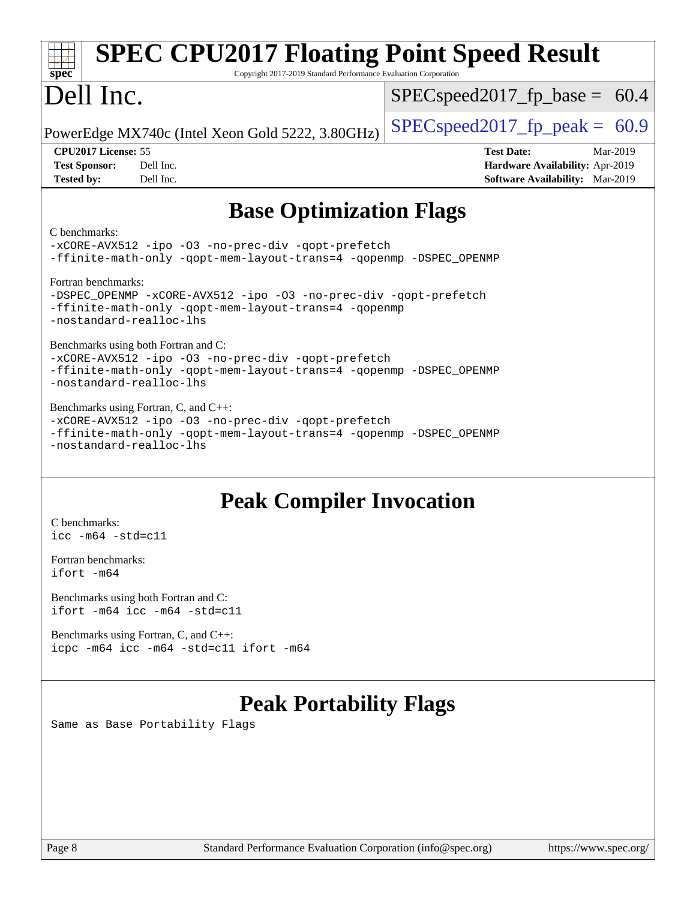## Base Optimization Flags

C benchmarks:
```
-xCORE-AVX512 -ipo -O3 -no-prec-div -qopt-prefetch
-ffinite-math-only -qopt-mem-layout-trans=4 -qopenmp -DSPEC_OPENMP
```

Fortran benchmarks:
```
-DSPEC_OPENMP -xCORE-AVX512 -ipo -O3 -no-prec-div -qopt-prefetch
-ffinite-math-only -qopt-mem-layout-trans=4 -qopenmp
-nostandard-realloc-lhs
```

Benchmarks using both Fortran and C:
```
-xCORE-AVX512 -ipo -O3 -no-prec-div -qopt-prefetch
-ffinite-math-only -qopt-mem-layout-trans=4 -qopenmp -DSPEC_OPENMP
-nostandard-realloc-lhs
```

Benchmarks using Fortran, C, and C++:
```
-xCORE-AVX512 -ipo -O3 -no-prec-div -qopt-prefetch
-ffinite-math-only -qopt-mem-layout-trans=4 -qopenmp -DSPEC_OPENMP
-nostandard-realloc-lhs
```

## Peak Compiler Invocation

C benchmarks:
```
icc -m64 -std=c11
```

Fortran benchmarks:
```
ifort -m64
```

Benchmarks using both Fortran and C:
```
ifort -m64 icc -m64 -std=c11
```

Benchmarks using Fortran, C, and C++:
```
icpc -m64 icc -m64 -std=c11 ifort -m64
```

## Peak Portability Flags

Same as Base Portability Flags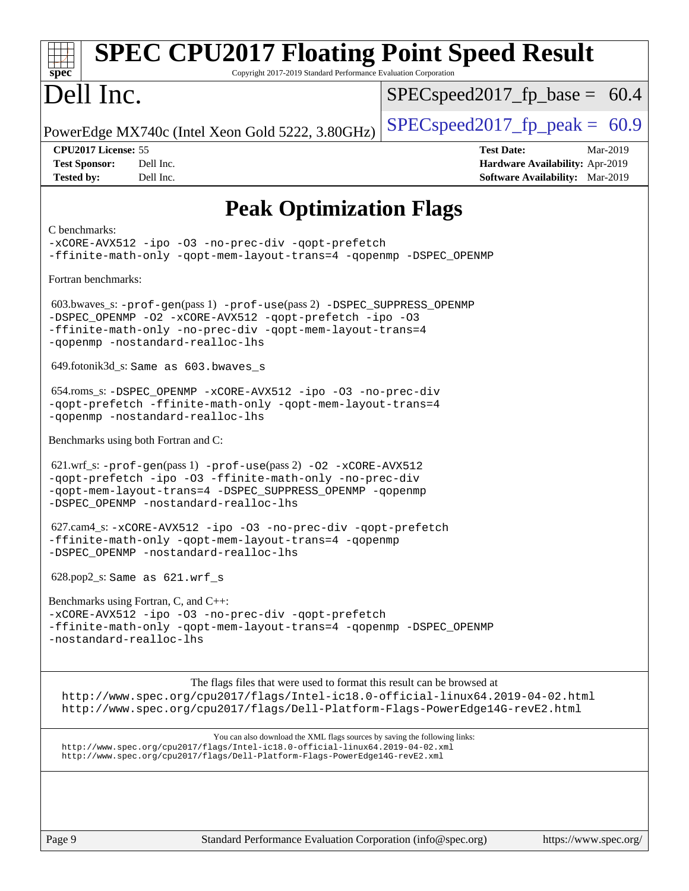# Peak Optimization Flags

C benchmarks:
-xCORE-AVX512 -ipo -O3 -no-prec-div -qopt-prefetch
-ffinite-math-only -qopt-mem-layout-trans=4 -qopenmp -DSPEC_OPENMP

Fortran benchmarks:

603.bwaves_s: -prof-gen(pass 1) -prof-use(pass 2) -DSPEC_SUPPRESS_OPENMP
-DSPEC_OPENMP -O2 -xCORE-AVX512 -qopt-prefetch -ipo -O3
-ffinite-math-only -no-prec-div -qopt-mem-layout-trans=4
-qopenmp -nostandard-realloc-lhs

649.fotonik3d_s: Same as 603.bwaves_s

654.roms_s: -DSPEC_OPENMP -xCORE-AVX512 -ipo -O3 -no-prec-div
-qopt-prefetch -ffinite-math-only -qopt-mem-layout-trans=4
-qopenmp -nostandard-realloc-lhs

Benchmarks using both Fortran and C:

621.wrf_s: -prof-gen(pass 1) -prof-use(pass 2) -O2 -xCORE-AVX512
-qopt-prefetch -ipo -O3 -ffinite-math-only -no-prec-div
-qopt-mem-layout-trans=4 -DSPEC_SUPPRESS_OPENMP -qopenmp
-DSPEC_OPENMP -nostandard-realloc-lhs

627.cam4_s: -xCORE-AVX512 -ipo -O3 -no-prec-div -qopt-prefetch
-ffinite-math-only -qopt-mem-layout-trans=4 -qopenmp
-DSPEC_OPENMP -nostandard-realloc-lhs

628.pop2_s: Same as 621.wrf_s

Benchmarks using Fortran, C, and C++:
-xCORE-AVX512 -ipo -O3 -no-prec-div -qopt-prefetch
-ffinite-math-only -qopt-mem-layout-trans=4 -qopenmp -DSPEC_OPENMP
-nostandard-realloc-lhs

The flags files that were used to format this result can be browsed at
http://www.spec.org/cpu2017/flags/Intel-ic18.0-official-linux64.2019-04-02.html
http://www.spec.org/cpu2017/flags/Dell-Platform-Flags-PowerEdge14G-revE2.html

You can also download the XML flags sources by saving the following links:
http://www.spec.org/cpu2017/flags/Intel-ic18.0-official-linux64.2019-04-02.xml
http://www.spec.org/cpu2017/flags/Dell-Platform-Flags-PowerEdge14G-revE2.xml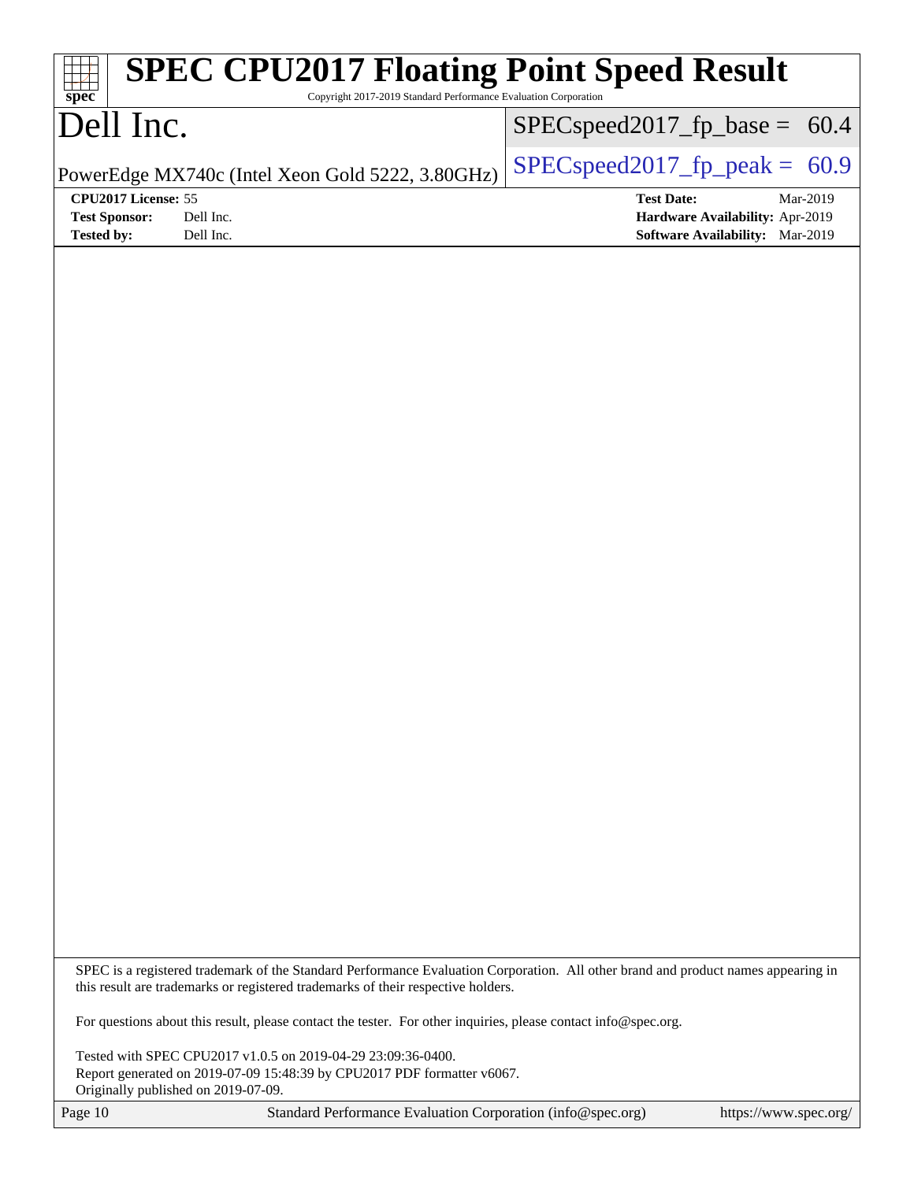SPEC is a registered trademark of the Standard Performance Evaluation Corporation. All other brand and product names appearing in this result are trademarks or registered trademarks of their respective holders.

For questions about this result, please contact the tester. For other inquiries, please contact info@spec.org.

Tested with SPEC CPU2017 v1.0.5 on 2019-04-29 23:09:36-0400.
Report generated on 2019-07-09 15:48:39 by CPU2017 PDF formatter v6067.
Originally published on 2019-07-09.